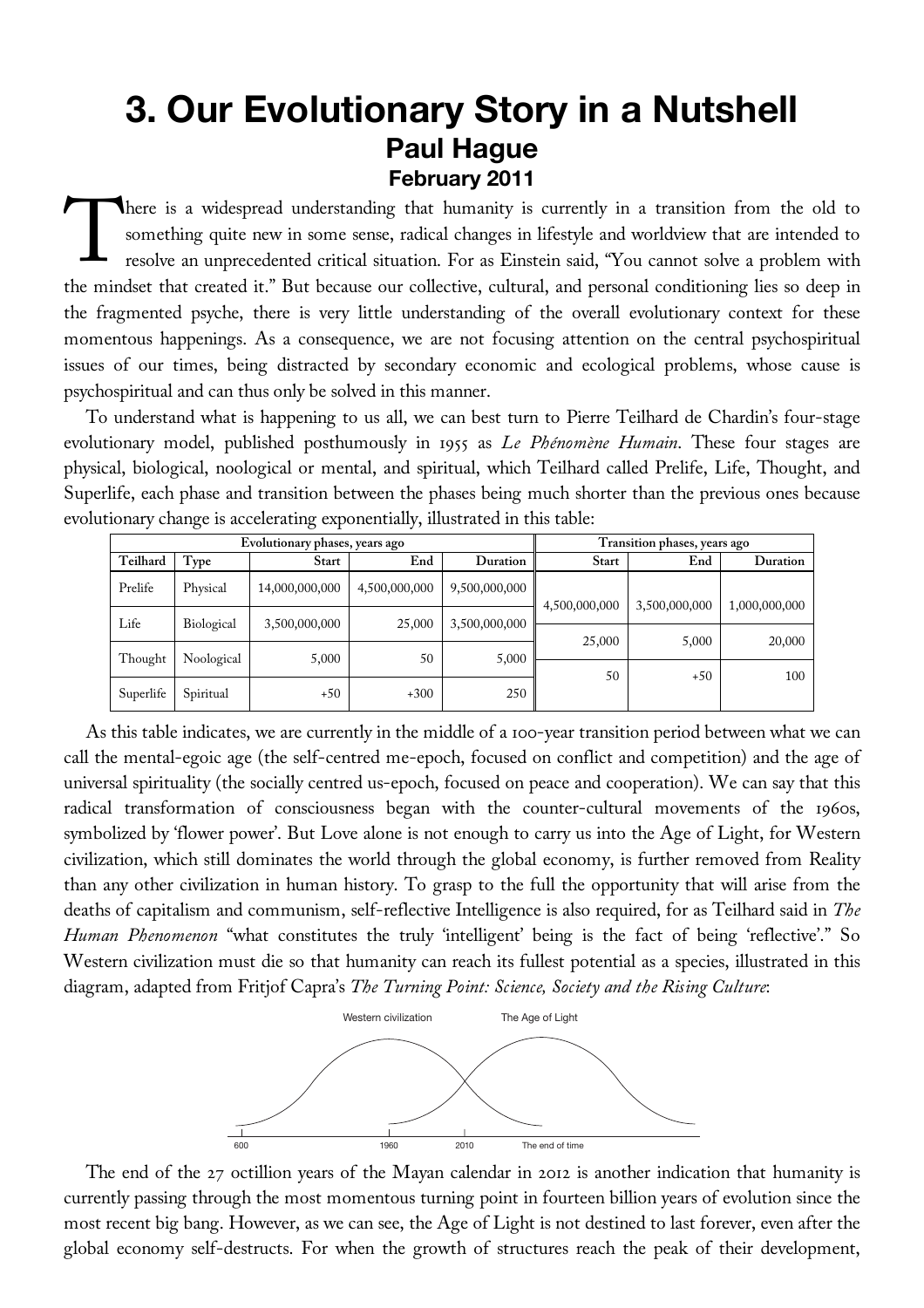# 3. Our Evolutionary Story in a Nutshell

## Paul Hague

### February 2011

There is a widespread understanding that humanity is currently in a transition from the old to something quite new in some sense, radical changes in lifestyle and worldview that are intended to resolve an unprecedented critical situation. For as Einstein said, "You cannot solve a problem with the mindset that created it." But because our collective, cultural, and personal conditioning lies so deep in the fragmented psyche, there is very little understanding of the overall evolutionary context for these momentous happenings. As a consequence, we are not focusing attention on the central psychospiritual issues of our times, being distracted by secondary economic and ecological problems, whose cause is psychospiritual and can thus only be solved in this manner.

To understand what is happening to us all, we can best turn to Pierre Teilhard de Chardin's four-stage evolutionary model, published posthumously in 1955 as *Le Phénomène Humain*. These four stages are physical, biological, noological or mental, and spiritual, which Teilhard called Prelife, Life, Thought, and Superlife, each phase and transition between the phases being much shorter than the previous ones because evolutionary change is accelerating exponentially, illustrated in this table:

| Evolutionary phases, years ago | | | | | Transition phases, years ago | | |
|---|---|---|---|---|---|---|---|
| **Teilhard** | **Type** | **Start** | **End** | **Duration** | **Start** | **End** | **Duration** |
| Prelife | Physical | 14,000,000,000 | 4,500,000,000 | 9,500,000,000 | 4,500,000,000 | 3,500,000,000 | 1,000,000,000 |
| Life | Biological | 3,500,000,000 | 25,000 | 3,500,000,000 | 25,000 | 5,000 | 20,000 |
| Thought | Noological | 5,000 | 50 | 5,000 | 50 | +50 | 100 |
| Superlife | Spiritual | +50 | +300 | 250 | | | |

As this table indicates, we are currently in the middle of a 100-year transition period between what we can call the mental-egoic age (the self-centred me-epoch, focused on conflict and competition) and the age of universal spirituality (the socially centred us-epoch, focused on peace and cooperation). We can say that this radical transformation of consciousness began with the counter-cultural movements of the 1960s, symbolized by 'flower power'. But Love alone is not enough to carry us into the Age of Light, for Western civilization, which still dominates the world through the global economy, is further removed from Reality than any other civilization in human history. To grasp to the full the opportunity that will arise from the deaths of capitalism and communism, self-reflective Intelligence is also required, for as Teilhard said in *The Human Phenomenon* "what constitutes the truly 'intelligent' being is the fact of being 'reflective'." So Western civilization must die so that humanity can reach its fullest potential as a species, illustrated in this diagram, adapted from Fritjof Capra's *The Turning Point: Science, Society and the Rising Culture*:

The end of the 27 octillion years of the Mayan calendar in 2012 is another indication that humanity is currently passing through the most momentous turning point in fourteen billion years of evolution since the most recent big bang. However, as we can see, the Age of Light is not destined to last forever, even after the global economy self-destructs. For when the growth of structures reach the peak of their development,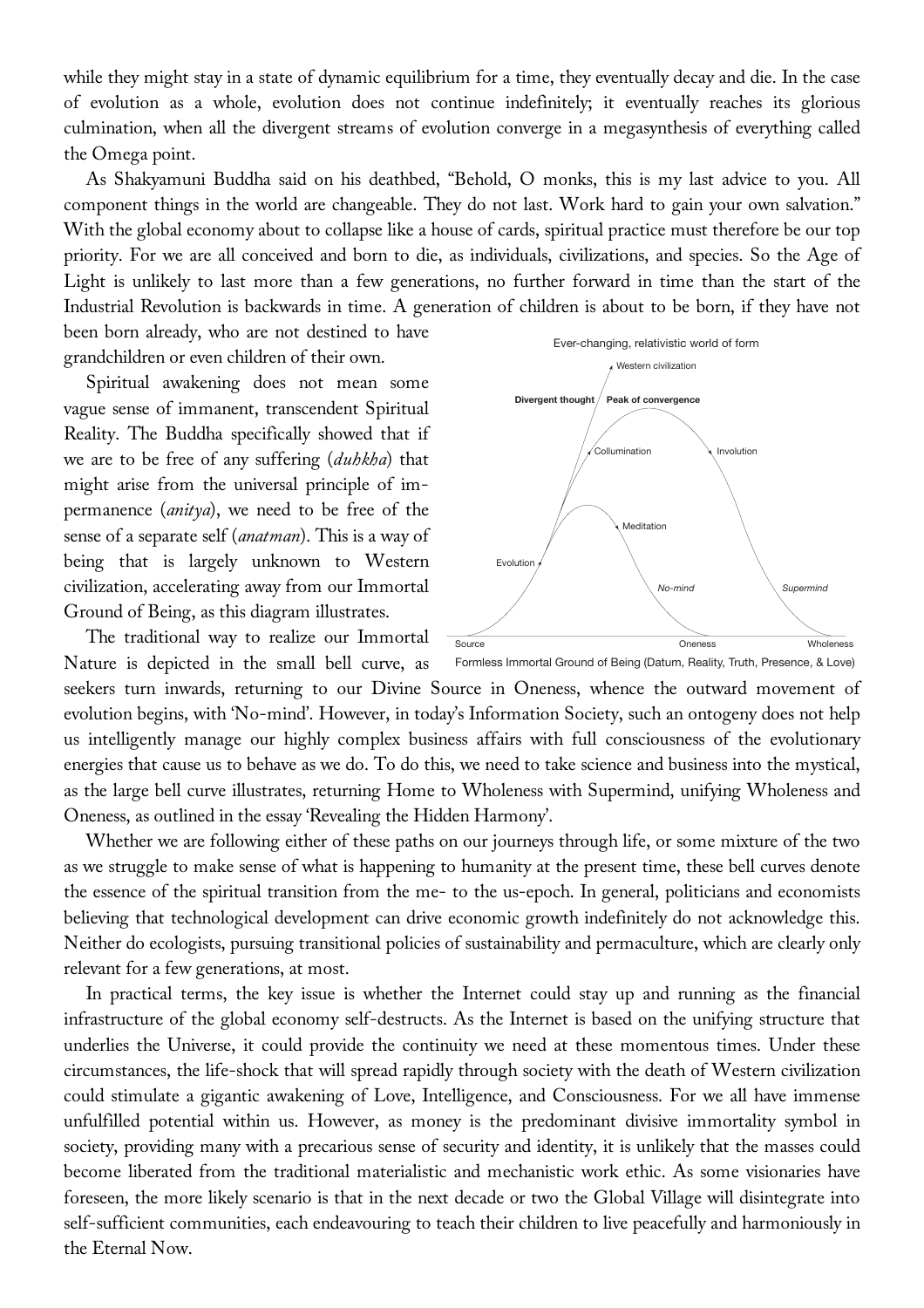while they might stay in a state of dynamic equilibrium for a time, they eventually decay and die. In the case of evolution as a whole, evolution does not continue indefinitely; it eventually reaches its glorious culmination, when all the divergent streams of evolution converge in a megasynthesis of everything called the Omega point.

As Shakyamuni Buddha said on his deathbed, "Behold, O monks, this is my last advice to you. All component things in the world are changeable. They do not last. Work hard to gain your own salvation." With the global economy about to collapse like a house of cards, spiritual practice must therefore be our top priority. For we are all conceived and born to die, as individuals, civilizations, and species. So the Age of Light is unlikely to last more than a few generations, no further forward in time than the start of the Industrial Revolution is backwards in time. A generation of children is about to be born, if they have not been born already, who are not destined to have grandchildren or even children of their own.

Spiritual awakening does not mean some vague sense of immanent, transcendent Spiritual Reality. The Buddha specifically showed that if we are to be free of any suffering (*duhkha*) that might arise from the universal principle of impermanence (*anitya*), we need to be free of the sense of a separate self (*anatman*). This is a way of being that is largely unknown to Western civilization, accelerating away from our Immortal Ground of Being, as this diagram illustrates.

Ever-changing, relativistic world of form

Western civilization

**Divergent thought** **Peak of convergence**

Collumination

Involution

Meditation

Evolution

*No-mind*

*Supermind*

Source

Oneness

Wholeness

Formless Immortal Ground of Being (Datum, Reality, Truth, Presence, & Love)

The traditional way to realize our Immortal Nature is depicted in the small bell curve, as seekers turn inwards, returning to our Divine Source in Oneness, whence the outward movement of evolution begins, with 'No-mind'. However, in today's Information Society, such an ontogeny does not help us intelligently manage our highly complex business affairs with full consciousness of the evolutionary energies that cause us to behave as we do. To do this, we need to take science and business into the mystical, as the large bell curve illustrates, returning Home to Wholeness with Supermind, unifying Wholeness and Oneness, as outlined in the essay 'Revealing the Hidden Harmony'.

Whether we are following either of these paths on our journeys through life, or some mixture of the two as we struggle to make sense of what is happening to humanity at the present time, these bell curves denote the essence of the spiritual transition from the me- to the us-epoch. In general, politicians and economists believing that technological development can drive economic growth indefinitely do not acknowledge this. Neither do ecologists, pursuing transitional policies of sustainability and permaculture, which are clearly only relevant for a few generations, at most.

In practical terms, the key issue is whether the Internet could stay up and running as the financial infrastructure of the global economy self-destructs. As the Internet is based on the unifying structure that underlies the Universe, it could provide the continuity we need at these momentous times. Under these circumstances, the life-shock that will spread rapidly through society with the death of Western civilization could stimulate a gigantic awakening of Love, Intelligence, and Consciousness. For we all have immense unfulfilled potential within us. However, as money is the predominant divisive immortality symbol in society, providing many with a precarious sense of security and identity, it is unlikely that the masses could become liberated from the traditional materialistic and mechanistic work ethic. As some visionaries have foreseen, the more likely scenario is that in the next decade or two the Global Village will disintegrate into self-sufficient communities, each endeavouring to teach their children to live peacefully and harmoniously in the Eternal Now.